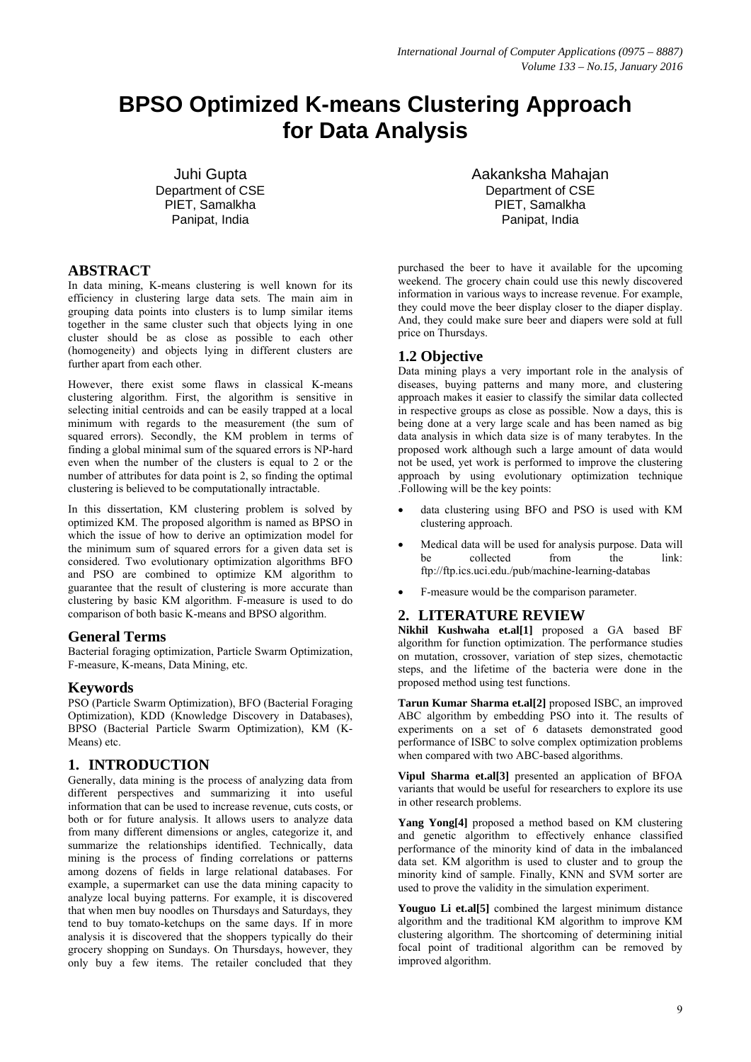# BPSO Optimized K-means Clustering Approach for Data Analysis

Juhi Gupta
Department of CSE
PIET, Samalkha
Panipat, India

Aakanksha Mahajan
Department of CSE
PIET, Samalkha
Panipat, India

## ABSTRACT

In data mining, K-means clustering is well known for its efficiency in clustering large data sets. The main aim in grouping data points into clusters is to lump similar items together in the same cluster such that objects lying in one cluster should be as close as possible to each other (homogeneity) and objects lying in different clusters are further apart from each other.

However, there exist some flaws in classical K-means clustering algorithm. First, the algorithm is sensitive in selecting initial centroids and can be easily trapped at a local minimum with regards to the measurement (the sum of squared errors). Secondly, the KM problem in terms of finding a global minimal sum of the squared errors is NP-hard even when the number of the clusters is equal to 2 or the number of attributes for data point is 2, so finding the optimal clustering is believed to be computationally intractable.

In this dissertation, KM clustering problem is solved by optimized KM. The proposed algorithm is named as BPSO in which the issue of how to derive an optimization model for the minimum sum of squared errors for a given data set is considered. Two evolutionary optimization algorithms BFO and PSO are combined to optimize KM algorithm to guarantee that the result of clustering is more accurate than clustering by basic KM algorithm. F-measure is used to do comparison of both basic K-means and BPSO algorithm.

### General Terms

Bacterial foraging optimization, Particle Swarm Optimization, F-measure, K-means, Data Mining, etc.

### Keywords

PSO (Particle Swarm Optimization), BFO (Bacterial Foraging Optimization), KDD (Knowledge Discovery in Databases), BPSO (Bacterial Particle Swarm Optimization), KM (K-Means) etc.

## 1. INTRODUCTION

Generally, data mining is the process of analyzing data from different perspectives and summarizing it into useful information that can be used to increase revenue, cuts costs, or both or for future analysis. It allows users to analyze data from many different dimensions or angles, categorize it, and summarize the relationships identified. Technically, data mining is the process of finding correlations or patterns among dozens of fields in large relational databases. For example, a supermarket can use the data mining capacity to analyze local buying patterns. For example, it is discovered that when men buy noodles on Thursdays and Saturdays, they tend to buy tomato-ketchups on the same days. If in more analysis it is discovered that the shoppers typically do their grocery shopping on Sundays. On Thursdays, however, they only buy a few items. The retailer concluded that they purchased the beer to have it available for the upcoming weekend. The grocery chain could use this newly discovered information in various ways to increase revenue. For example, they could move the beer display closer to the diaper display. And, they could make sure beer and diapers were sold at full price on Thursdays.

### 1.2 Objective

Data mining plays a very important role in the analysis of diseases, buying patterns and many more, and clustering approach makes it easier to classify the similar data collected in respective groups as close as possible. Now a days, this is being done at a very large scale and has been named as big data analysis in which data size is of many terabytes. In the proposed work although such a large amount of data would not be used, yet work is performed to improve the clustering approach by using evolutionary optimization technique .Following will be the key points:

- data clustering using BFO and PSO is used with KM clustering approach.
- Medical data will be used for analysis purpose. Data will be collected from the link: ftp://ftp.ics.uci.edu./pub/machine-learning-databas
- F-measure would be the comparison parameter.

## 2. LITERATURE REVIEW

**Nikhil Kushwaha et.al[1]** proposed a GA based BF algorithm for function optimization. The performance studies on mutation, crossover, variation of step sizes, chemotactic steps, and the lifetime of the bacteria were done in the proposed method using test functions.

**Tarun Kumar Sharma et.al[2]** proposed ISBC, an improved ABC algorithm by embedding PSO into it. The results of experiments on a set of 6 datasets demonstrated good performance of ISBC to solve complex optimization problems when compared with two ABC-based algorithms.

**Vipul Sharma et.al[3]** presented an application of BFOA variants that would be useful for researchers to explore its use in other research problems.

**Yang Yong[4]** proposed a method based on KM clustering and genetic algorithm to effectively enhance classified performance of the minority kind of data in the imbalanced data set. KM algorithm is used to cluster and to group the minority kind of sample. Finally, KNN and SVM sorter are used to prove the validity in the simulation experiment.

**Youguo Li et.al[5]** combined the largest minimum distance algorithm and the traditional KM algorithm to improve KM clustering algorithm. The shortcoming of determining initial focal point of traditional algorithm can be removed by improved algorithm.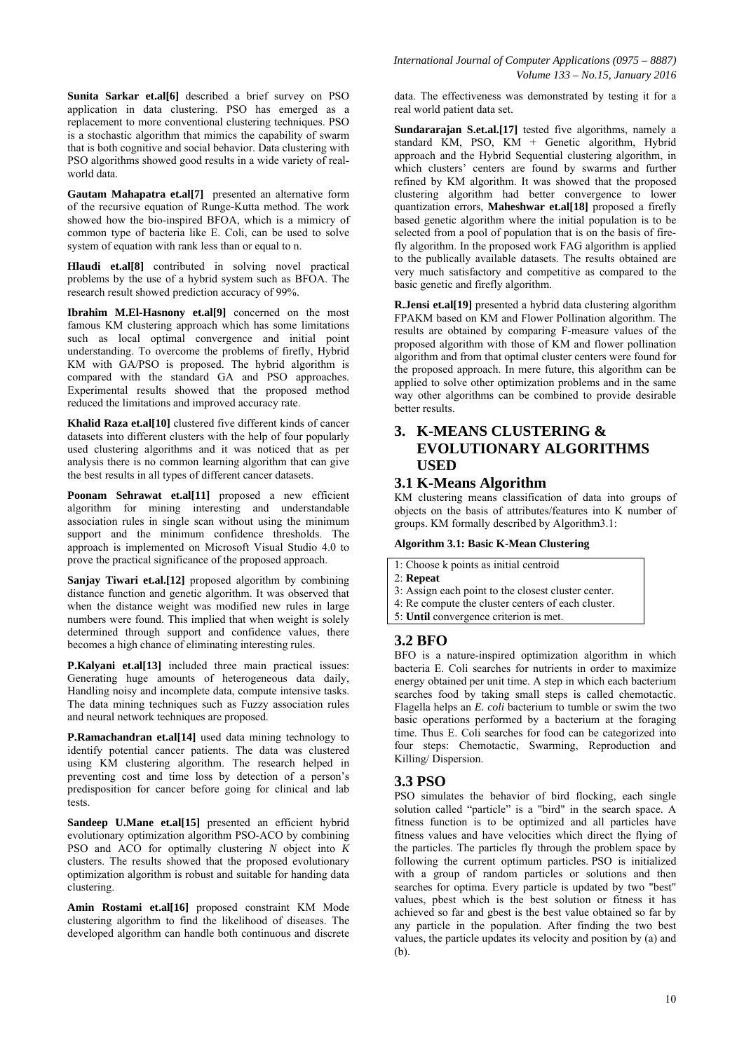**Sunita Sarkar et.al[6]** described a brief survey on PSO application in data clustering. PSO has emerged as a replacement to more conventional clustering techniques. PSO is a stochastic algorithm that mimics the capability of swarm that is both cognitive and social behavior. Data clustering with PSO algorithms showed good results in a wide variety of real-world data.

**Gautam Mahapatra et.al[7]** presented an alternative form of the recursive equation of Runge-Kutta method. The work showed how the bio-inspired BFOA, which is a mimicry of common type of bacteria like E. Coli, can be used to solve system of equation with rank less than or equal to n.

**Hlaudi et.al[8]** contributed in solving novel practical problems by the use of a hybrid system such as BFOA. The research result showed prediction accuracy of 99%.

**Ibrahim M.El-Hasnony et.al[9]** concerned on the most famous KM clustering approach which has some limitations such as local optimal convergence and initial point understanding. To overcome the problems of firefly, Hybrid KM with GA/PSO is proposed. The hybrid algorithm is compared with the standard GA and PSO approaches. Experimental results showed that the proposed method reduced the limitations and improved accuracy rate.

**Khalid Raza et.al[10]** clustered five different kinds of cancer datasets into different clusters with the help of four popularly used clustering algorithms and it was noticed that as per analysis there is no common learning algorithm that can give the best results in all types of different cancer datasets.

**Poonam Sehrawat et.al[11]** proposed a new efficient algorithm for mining interesting and understandable association rules in single scan without using the minimum support and the minimum confidence thresholds. The approach is implemented on Microsoft Visual Studio 4.0 to prove the practical significance of the proposed approach.

**Sanjay Tiwari et.al.[12]** proposed algorithm by combining distance function and genetic algorithm. It was observed that when the distance weight was modified new rules in large numbers were found. This implied that when weight is solely determined through support and confidence values, there becomes a high chance of eliminating interesting rules.

**P.Kalyani et.al[13]** included three main practical issues: Generating huge amounts of heterogeneous data daily, Handling noisy and incomplete data, compute intensive tasks. The data mining techniques such as Fuzzy association rules and neural network techniques are proposed.

**P.Ramachandran et.al[14]** used data mining technology to identify potential cancer patients. The data was clustered using KM clustering algorithm. The research helped in preventing cost and time loss by detection of a person's predisposition for cancer before going for clinical and lab tests.

**Sandeep U.Mane et.al[15]** presented an efficient hybrid evolutionary optimization algorithm PSO-ACO by combining PSO and ACO for optimally clustering *N* object into *K* clusters. The results showed that the proposed evolutionary optimization algorithm is robust and suitable for handing data clustering.

**Amin Rostami et.al[16]** proposed constraint KM Mode clustering algorithm to find the likelihood of diseases. The developed algorithm can handle both continuous and discrete data. The effectiveness was demonstrated by testing it for a real world patient data set.

**Sundararajan S.et.al.[17]** tested five algorithms, namely a standard KM, PSO, KM + Genetic algorithm, Hybrid approach and the Hybrid Sequential clustering algorithm, in which clusters' centers are found by swarms and further refined by KM algorithm. It was showed that the proposed clustering algorithm had better convergence to lower quantization errors, **Maheshwar et.al[18]** proposed a firefly based genetic algorithm where the initial population is to be selected from a pool of population that is on the basis of fire-fly algorithm. In the proposed work FAG algorithm is applied to the publically available datasets. The results obtained are very much satisfactory and competitive as compared to the basic genetic and firefly algorithm.

**R.Jensi et.al[19]** presented a hybrid data clustering algorithm FPAKM based on KM and Flower Pollination algorithm. The results are obtained by comparing F-measure values of the proposed algorithm with those of KM and flower pollination algorithm and from that optimal cluster centers were found for the proposed approach. In mere future, this algorithm can be applied to solve other optimization problems and in the same way other algorithms can be combined to provide desirable better results.

# 3. K-MEANS CLUSTERING & EVOLUTIONARY ALGORITHMS USED

## 3.1 K-Means Algorithm

KM clustering means classification of data into groups of objects on the basis of attributes/features into K number of groups. KM formally described by Algorithm3.1:

**Algorithm 3.1: Basic K-Mean Clustering**

```
1: Choose k points as initial centroid
2: Repeat
3: Assign each point to the closest cluster center.
4: Re compute the cluster centers of each cluster.
5: Until convergence criterion is met.
```

## 3.2 BFO

BFO is a nature-inspired optimization algorithm in which bacteria E. Coli searches for nutrients in order to maximize energy obtained per unit time. A step in which each bacterium searches food by taking small steps is called chemotactic. Flagella helps an *E. coli* bacterium to tumble or swim the two basic operations performed by a bacterium at the foraging time. Thus E. Coli searches for food can be categorized into four steps: Chemotactic, Swarming, Reproduction and Killing/ Dispersion.

## 3.3 PSO

PSO simulates the behavior of bird flocking, each single solution called "particle" is a "bird" in the search space. A fitness function is to be optimized and all particles have fitness values and have velocities which direct the flying of the particles. The particles fly through the problem space by following the current optimum particles. PSO is initialized with a group of random particles or solutions and then searches for optima. Every particle is updated by two "best" values, pbest which is the best solution or fitness it has achieved so far and gbest is the best value obtained so far by any particle in the population. After finding the two best values, the particle updates its velocity and position by (a) and (b).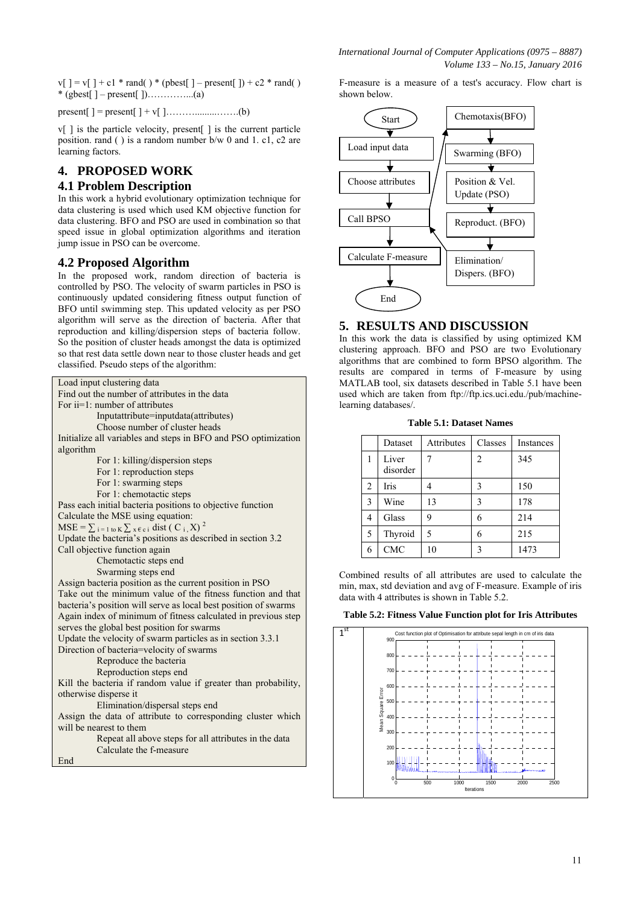$v[\ ] = v[\ ] + c1 * rand(\ ) * (pbest[\ ] – present[\ ]) + c2 * rand(\ ) * (gbest[\ ] – present[\ ])$…………..(a)

$present[\ ] = present[\ ] + v[\ ]$……….........…….(b)

v[ ] is the particle velocity, present[ ] is the current particle position. rand ( ) is a random number b/w 0 and 1. c1, c2 are learning factors.

# 4. PROPOSED WORK

## 4.1 Problem Description

In this work a hybrid evolutionary optimization technique for data clustering is used which used KM objective function for data clustering. BFO and PSO are used in combination so that speed issue in global optimization algorithms and iteration jump issue in PSO can be overcome.

## 4.2 Proposed Algorithm

In the proposed work, random direction of bacteria is controlled by PSO. The velocity of swarm particles in PSO is continuously updated considering fitness output function of BFO until swimming step. This updated velocity as per PSO algorithm will serve as the direction of bacteria. After that reproduction and killing/dispersion steps of bacteria follow. So the position of cluster heads amongst the data is optimized so that rest data settle down near to those cluster heads and get classified. Pseudo steps of the algorithm:

```
Load input clustering data
Find out the number of attributes in the data
For ii=1: number of attributes
        Inputattribute=inputdata(attributes)
        Choose number of cluster heads
Initialize all variables and steps in BFO and PSO optimization algorithm
        For 1: killing/dispersion steps
        For 1: reproduction steps
        For 1: swarming steps
        For 1: chemotactic steps
Pass each initial bacteria positions to objective function
Calculate the MSE using equation:
MSE = ∑ i = 1 to K ∑ x ϵ c i dist ( C i , X) 2
Update the bacteria's positions as described in section 3.2
Call objective function again
        Chemotactic steps end
        Swarming steps end
Assign bacteria position as the current position in PSO
Take out the minimum value of the fitness function and that bacteria's position will serve as local best position of swarms
Again index of minimum of fitness calculated in previous step serves the global best position for swarms
Update the velocity of swarm particles as in section 3.3.1
Direction of bacteria=velocity of swarms
        Reproduce the bacteria
        Reproduction steps end
Kill the bacteria if random value if greater than probability, otherwise disperse it
        Elimination/dispersal steps end
Assign the data of attribute to corresponding cluster which will be nearest to them
        Repeat all above steps for all attributes in the data
        Calculate the f-measure
End
```

F-measure is a measure of a test's accuracy. Flow chart is shown below.

Start → Load input data → Choose attributes → Call BPSO → Chemotaxis(BFO) → Swarming (BFO) → Position & Vel. Update (PSO) → Reproduct. (BFO) → Elimination/ Dispers. (BFO) → Call BPSO → Calculate F-measure → End

# 5. RESULTS AND DISCUSSION

In this work the data is classified by using optimized KM clustering approach. BFO and PSO are two Evolutionary algorithms that are combined to form BPSO algorithm. The results are compared in terms of F-measure by using MATLAB tool, six datasets described in Table 5.1 have been used which are taken from ftp://ftp.ics.uci.edu./pub/machine-learning databases/.

**Table 5.1: Dataset Names**

| | Dataset | Attributes | Classes | Instances |
|---|---|---|---|---|
| 1 | Liver disorder | 7 | 2 | 345 |
| 2 | Iris | 4 | 3 | 150 |
| 3 | Wine | 13 | 3 | 178 |
| 4 | Glass | 9 | 6 | 214 |
| 5 | Thyroid | 5 | 6 | 215 |
| 6 | CMC | 10 | 3 | 1473 |

Combined results of all attributes are used to calculate the min, max, std deviation and avg of F-measure. Example of iris data with 4 attributes is shown in Table 5.2.

**Table 5.2: Fitness Value Function plot for Iris Attributes**

| | |
|---|---|
| 1st | Cost function plot of Optimisation for attribute sepal length in cm of iris data (Mean Square Error vs. Iterations) |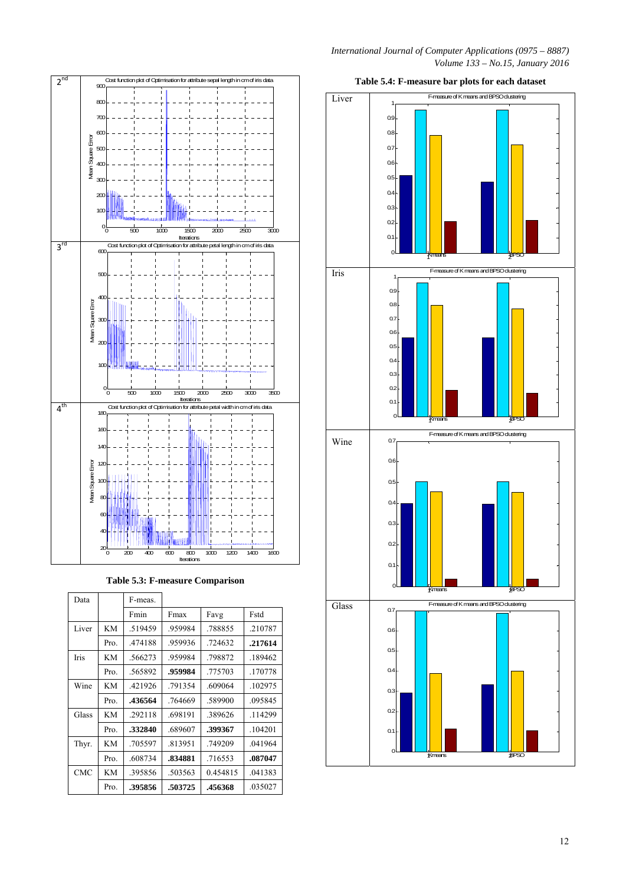| | Cost function plot of Optimisation for attribute sepal length in cm of iris data |
|---|---|
| 2nd | |
| 3rd | Cost function plot of Optimisation for attribute petal length in cm of iris data |
| 4th | Cost function plot of Optimisation for attribute petal width in cm of iris data |

**Table 5.3: F-measure Comparison**

| Data | | F-meas. | | | |
|---|---|---|---|---|---|
| | | Fmin | Fmax | Favg | Fstd |
| Liver | KM | .519459 | .959984 | .788855 | .210787 |
| | Pro. | .474188 | .959936 | .724632 | **.217614** |
| Iris | KM | .566273 | .959984 | .798872 | .189462 |
| | Pro. | .565892 | **.959984** | .775703 | .170778 |
| Wine | KM | .421926 | .791354 | .609064 | .102975 |
| | Pro. | **.436564** | .764669 | .589900 | .095845 |
| Glass | KM | .292118 | .698191 | .389626 | .114299 |
| | Pro. | **.332840** | .689607 | **.399367** | .104201 |
| Thyr. | KM | .705597 | .813951 | .749209 | .041964 |
| | Pro. | .608734 | **.834881** | .716553 | **.087047** |
| CMC | KM | .395856 | .503563 | 0.454815 | .041383 |
| | Pro. | **.395856** | **.503725** | **.456368** | .035027 |

**Table 5.4: F-measure bar plots for each dataset**

| Dataset | Plot |
|---|---|
| Liver | F-measure of Kmeans and BPSO clustering |
| Iris | F-measure of Kmeans and BPSO clustering |
| Wine | F-measure of Kmeans and BPSO clustering |
| Glass | F-measure of Kmeans and BPSO clustering |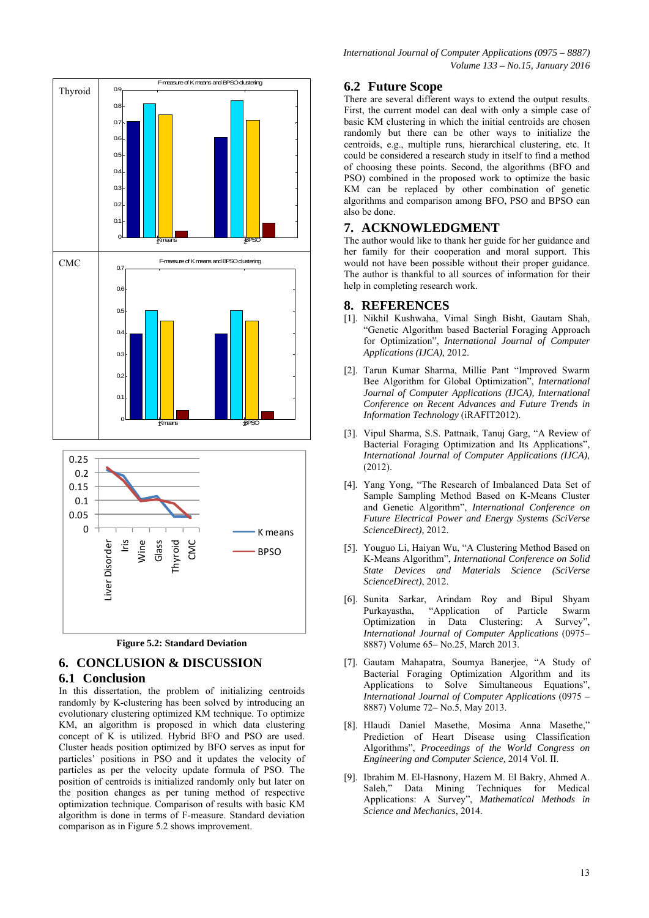| Thyroid | |
|---|---|
| CMC | |

Figure 5.2: Standard Deviation

## 6. CONCLUSION & DISCUSSION

### 6.1 Conclusion

In this dissertation, the problem of initializing centroids randomly by K-clustering has been solved by introducing an evolutionary clustering optimized KM technique. To optimize KM, an algorithm is proposed in which data clustering concept of K is utilized. Hybrid BFO and PSO are used. Cluster heads position optimized by BFO serves as input for particles' positions in PSO and it updates the velocity of particles as per the velocity update formula of PSO. The position of centroids is initialized randomly only but later on the position changes as per tuning method of respective optimization technique. Comparison of results with basic KM algorithm is done in terms of F-measure. Standard deviation comparison as in Figure 5.2 shows improvement.

### 6.2 Future Scope

There are several different ways to extend the output results. First, the current model can deal with only a simple case of basic KM clustering in which the initial centroids are chosen randomly but there can be other ways to initialize the centroids, e.g., multiple runs, hierarchical clustering, etc. It could be considered a research study in itself to find a method of choosing these points. Second, the algorithms (BFO and PSO) combined in the proposed work to optimize the basic KM can be replaced by other combination of genetic algorithms and comparison among BFO, PSO and BPSO can also be done.

## 7. ACKNOWLEDGMENT

The author would like to thank her guide for her guidance and her family for their cooperation and moral support. This would not have been possible without their proper guidance. The author is thankful to all sources of information for their help in completing research work.

## 8. REFERENCES

[1]. Nikhil Kushwaha, Vimal Singh Bisht, Gautam Shah, "Genetic Algorithm based Bacterial Foraging Approach for Optimization", *International Journal of Computer Applications (IJCA)*, 2012.

[2]. Tarun Kumar Sharma, Millie Pant "Improved Swarm Bee Algorithm for Global Optimization", *International Journal of Computer Applications (IJCA), International Conference on Recent Advances and Future Trends in Information Technology* (iRAFIT2012).

[3]. Vipul Sharma, S.S. Pattnaik, Tanuj Garg, "A Review of Bacterial Foraging Optimization and Its Applications", *International Journal of Computer Applications (IJCA)*, (2012).

[4]. Yang Yong, "The Research of Imbalanced Data Set of Sample Sampling Method Based on K-Means Cluster and Genetic Algorithm", *International Conference on Future Electrical Power and Energy Systems (SciVerse ScienceDirect)*, 2012.

[5]. Youguo Li, Haiyan Wu, "A Clustering Method Based on K-Means Algorithm", *International Conference on Solid State Devices and Materials Science (SciVerse ScienceDirect)*, 2012.

[6]. Sunita Sarkar, Arindam Roy and Bipul Shyam Purkayastha, "Application of Particle Swarm Optimization in Data Clustering: A Survey", *International Journal of Computer Applications* (0975–8887) Volume 65– No.25, March 2013.

[7]. Gautam Mahapatra, Soumya Banerjee, "A Study of Bacterial Foraging Optimization Algorithm and its Applications to Solve Simultaneous Equations", *International Journal of Computer Applications* (0975 – 8887) Volume 72– No.5, May 2013.

[8]. Hlaudi Daniel Masethe, Mosima Anna Masethe," Prediction of Heart Disease using Classification Algorithms", *Proceedings of the World Congress on Engineering and Computer Science*, 2014 Vol. II.

[9]. Ibrahim M. El-Hasnony, Hazem M. El Bakry, Ahmed A. Saleh," Data Mining Techniques for Medical Applications: A Survey", *Mathematical Methods in Science and Mechanics*, 2014.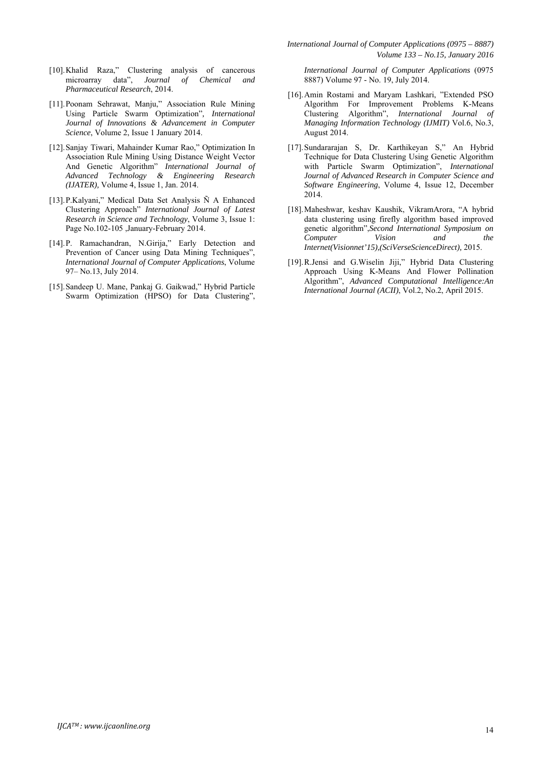[10]. Khalid Raza," Clustering analysis of cancerous microarray data", *Journal of Chemical and Pharmaceutical Research*, 2014.

[11]. Poonam Sehrawat, Manju," Association Rule Mining Using Particle Swarm Optimization", *International Journal of Innovations & Advancement in Computer Science*, Volume 2, Issue 1 January 2014.

[12]. Sanjay Tiwari, Mahainder Kumar Rao," Optimization In Association Rule Mining Using Distance Weight Vector And Genetic Algorithm" *International Journal of Advanced Technology & Engineering Research (IJATER),* Volume 4, Issue 1, Jan. 2014.

[13]. P.Kalyani," Medical Data Set Analysis Ñ A Enhanced Clustering Approach" *International Journal of Latest Research in Science and Technology*, Volume 3, Issue 1: Page No.102-105 ,January-February 2014.

[14]. P. Ramachandran, N.Girija," Early Detection and Prevention of Cancer using Data Mining Techniques", *International Journal of Computer Applications*, Volume 97– No.13, July 2014.

[15]. Sandeep U. Mane, Pankaj G. Gaikwad," Hybrid Particle Swarm Optimization (HPSO) for Data Clustering", *International Journal of Computer Applications* (0975 8887) Volume 97 - No. 19, July 2014.

[16]. Amin Rostami and Maryam Lashkari, "Extended PSO Algorithm For Improvement Problems K-Means Clustering Algorithm", *International Journal of Managing Information Technology (IJMIT)* Vol.6, No.3, August 2014.

[17]. Sundararajan S, Dr. Karthikeyan S," An Hybrid Technique for Data Clustering Using Genetic Algorithm with Particle Swarm Optimization", *International Journal of Advanced Research in Computer Science and Software Engineering*, Volume 4, Issue 12, December 2014.

[18]. Maheshwar, keshav Kaushik, VikramArora, "A hybrid data clustering using firefly algorithm based improved genetic algorithm",*Second International Symposium on Computer Vision and the Internet(Visionnet'15),(SciVerseScienceDirect),* 2015.

[19]. R.Jensi and G.Wiselin Jiji," Hybrid Data Clustering Approach Using K-Means And Flower Pollination Algorithm", *Advanced Computational Intelligence:An International Journal (ACII)*, Vol.2, No.2, April 2015.